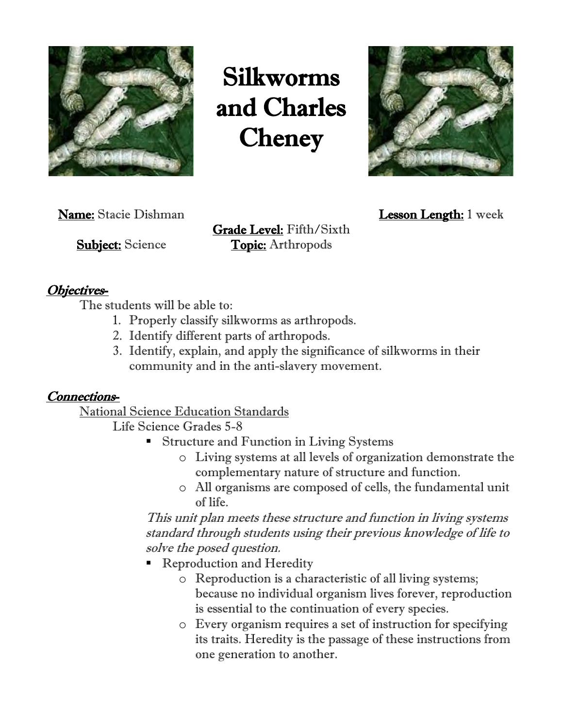# Silkworms and Charles Cheney

**Name:** Stacie Dishman

**Lesson Length:** 1 week

**Grade Level:** Fifth/Sixth

**Subject:** Science

**Topic:** Arthropods

## *Objectives-*

The students will be able to:

1. Properly classify silkworms as arthropods.
2. Identify different parts of arthropods.
3. Identify, explain, and apply the significance of silkworms in their community and in the anti-slavery movement.

## *Connections-*

National Science Education Standards

Life Science Grades 5-8

- Structure and Function in Living Systems
  - Living systems at all levels of organization demonstrate the complementary nature of structure and function.
  - All organisms are composed of cells, the fundamental unit of life.

*This unit plan meets these structure and function in living systems standard through students using their previous knowledge of life to solve the posed question.*

- Reproduction and Heredity
  - Reproduction is a characteristic of all living systems; because no individual organism lives forever, reproduction is essential to the continuation of every species.
  - Every organism requires a set of instruction for specifying its traits. Heredity is the passage of these instructions from one generation to another.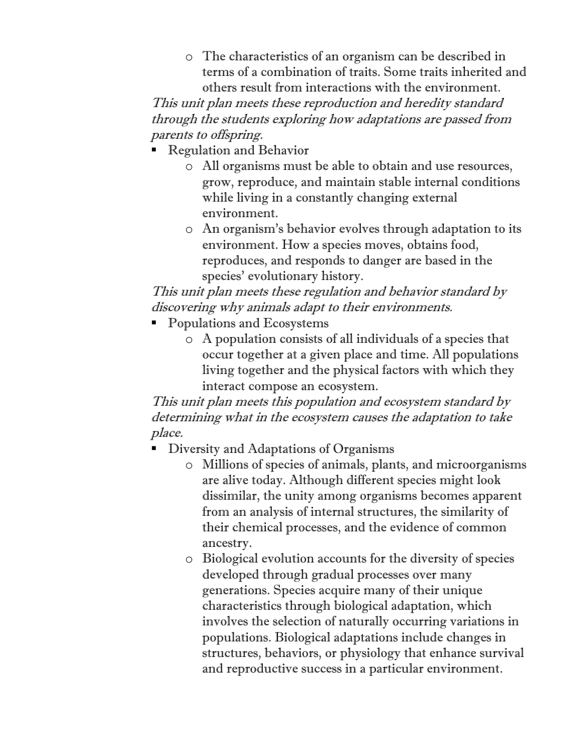- The characteristics of an organism can be described in terms of a combination of traits. Some traits inherited and others result from interactions with the environment.

*This unit plan meets these reproduction and heredity standard through the students exploring how adaptations are passed from parents to offspring.*

- Regulation and Behavior
    - All organisms must be able to obtain and use resources, grow, reproduce, and maintain stable internal conditions while living in a constantly changing external environment.
    - An organism's behavior evolves through adaptation to its environment. How a species moves, obtains food, reproduces, and responds to danger are based in the species' evolutionary history.

*This unit plan meets these regulation and behavior standard by discovering why animals adapt to their environments.*

- Populations and Ecosystems
    - A population consists of all individuals of a species that occur together at a given place and time. All populations living together and the physical factors with which they interact compose an ecosystem.

*This unit plan meets this population and ecosystem standard by determining what in the ecosystem causes the adaptation to take place.*

- Diversity and Adaptations of Organisms
    - Millions of species of animals, plants, and microorganisms are alive today. Although different species might look dissimilar, the unity among organisms becomes apparent from an analysis of internal structures, the similarity of their chemical processes, and the evidence of common ancestry.
    - Biological evolution accounts for the diversity of species developed through gradual processes over many generations. Species acquire many of their unique characteristics through biological adaptation, which involves the selection of naturally occurring variations in populations. Biological adaptations include changes in structures, behaviors, or physiology that enhance survival and reproductive success in a particular environment.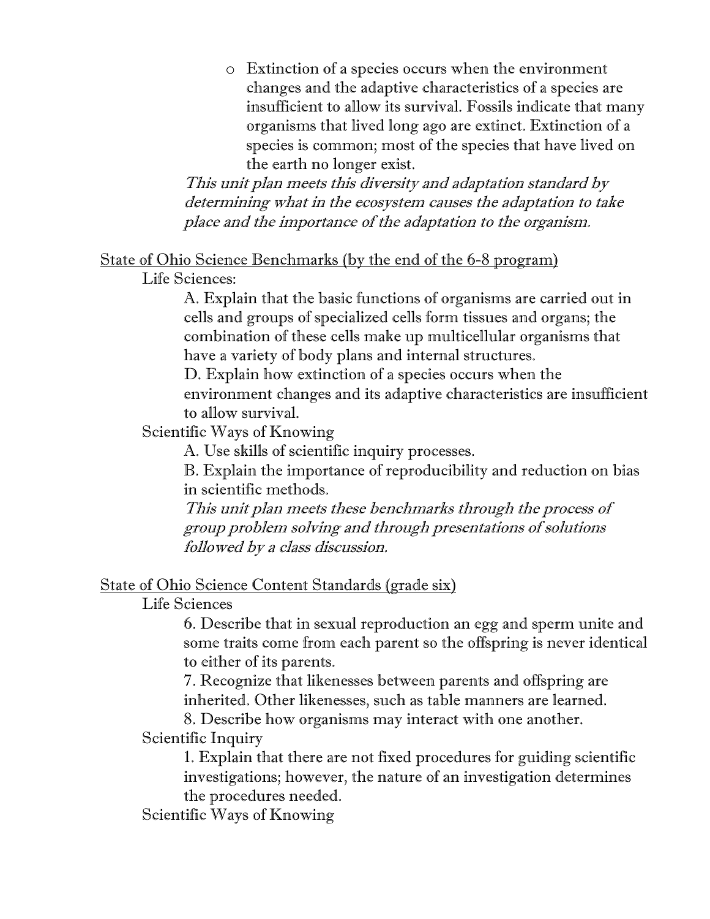- Extinction of a species occurs when the environment changes and the adaptive characteristics of a species are insufficient to allow its survival. Fossils indicate that many organisms that lived long ago are extinct. Extinction of a species is common; most of the species that have lived on the earth no longer exist.

*This unit plan meets this diversity and adaptation standard by determining what in the ecosystem causes the adaptation to take place and the importance of the adaptation to the organism.*

State of Ohio Science Benchmarks (by the end of the 6-8 program)

Life Sciences:

A. Explain that the basic functions of organisms are carried out in cells and groups of specialized cells form tissues and organs; the combination of these cells make up multicellular organisms that have a variety of body plans and internal structures.

D. Explain how extinction of a species occurs when the environment changes and its adaptive characteristics are insufficient to allow survival.

Scientific Ways of Knowing

A. Use skills of scientific inquiry processes.

B. Explain the importance of reproducibility and reduction on bias in scientific methods.

*This unit plan meets these benchmarks through the process of group problem solving and through presentations of solutions followed by a class discussion.*

State of Ohio Science Content Standards (grade six)

Life Sciences

6. Describe that in sexual reproduction an egg and sperm unite and some traits come from each parent so the offspring is never identical to either of its parents.
7. Recognize that likenesses between parents and offspring are inherited. Other likenesses, such as table manners are learned.
8. Describe how organisms may interact with one another.

Scientific Inquiry

1. Explain that there are not fixed procedures for guiding scientific investigations; however, the nature of an investigation determines the procedures needed.

Scientific Ways of Knowing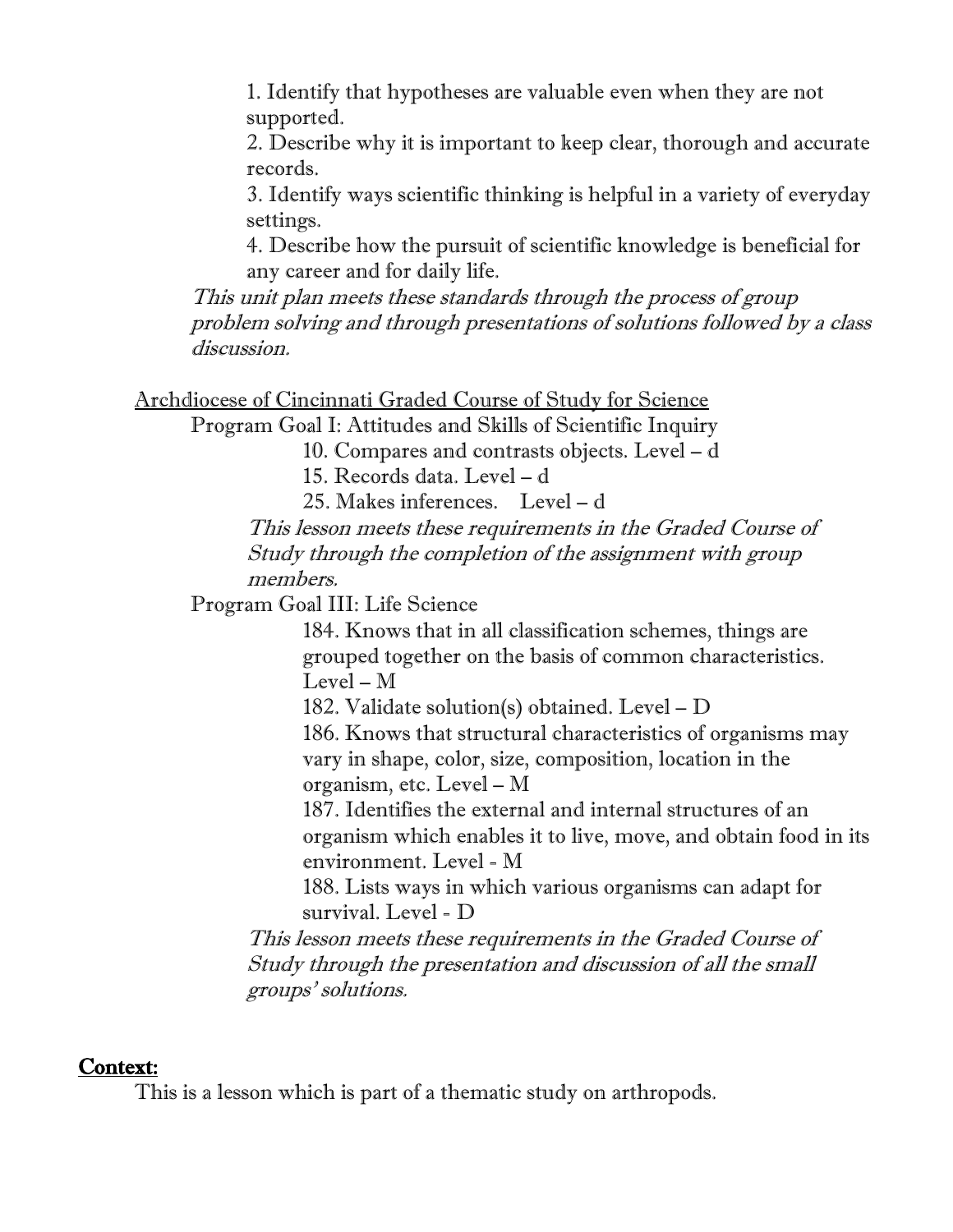1. Identify that hypotheses are valuable even when they are not supported.
2. Describe why it is important to keep clear, thorough and accurate records.
3. Identify ways scientific thinking is helpful in a variety of everyday settings.
4. Describe how the pursuit of scientific knowledge is beneficial for any career and for daily life.

*This unit plan meets these standards through the process of group problem solving and through presentations of solutions followed by a class discussion.*

<u>Archdiocese of Cincinnati Graded Course of Study for Science</u>

Program Goal I: Attitudes and Skills of Scientific Inquiry

10. Compares and contrasts objects. Level – d
15. Records data. Level – d
25. Makes inferences. Level – d

*This lesson meets these requirements in the Graded Course of Study through the completion of the assignment with group members.*

Program Goal III: Life Science

184. Knows that in all classification schemes, things are grouped together on the basis of common characteristics. Level – M
182. Validate solution(s) obtained. Level – D
186. Knows that structural characteristics of organisms may vary in shape, color, size, composition, location in the organism, etc. Level – M
187. Identifies the external and internal structures of an organism which enables it to live, move, and obtain food in its environment. Level - M
188. Lists ways in which various organisms can adapt for survival. Level - D

*This lesson meets these requirements in the Graded Course of Study through the presentation and discussion of all the small groups' solutions.*

## Context:

This is a lesson which is part of a thematic study on arthropods.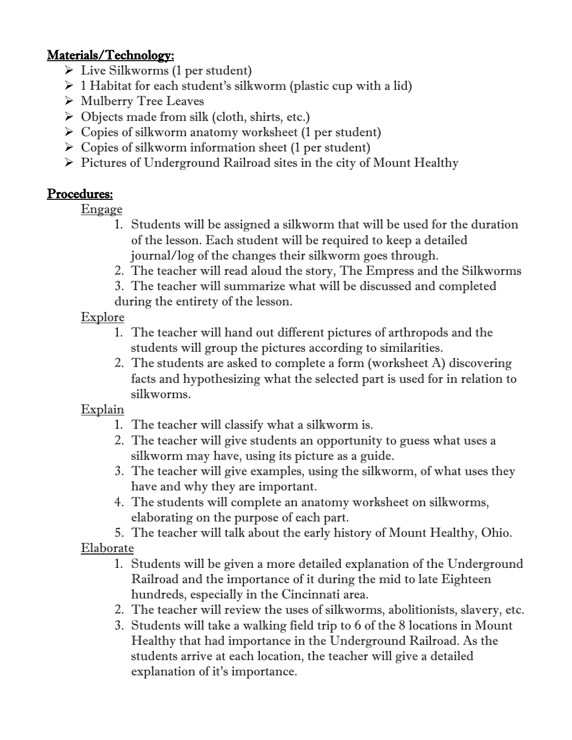**Materials/Technology:**

- Live Silkworms (1 per student)
- 1 Habitat for each student's silkworm (plastic cup with a lid)
- Mulberry Tree Leaves
- Objects made from silk (cloth, shirts, etc.)
- Copies of silkworm anatomy worksheet (1 per student)
- Copies of silkworm information sheet (1 per student)
- Pictures of Underground Railroad sites in the city of Mount Healthy

**Procedures:**

Engage

1. Students will be assigned a silkworm that will be used for the duration of the lesson. Each student will be required to keep a detailed journal/log of the changes their silkworm goes through.
2. The teacher will read aloud the story, The Empress and the Silkworms
3. The teacher will summarize what will be discussed and completed during the entirety of the lesson.

Explore

1. The teacher will hand out different pictures of arthropods and the students will group the pictures according to similarities.
2. The students are asked to complete a form (worksheet A) discovering facts and hypothesizing what the selected part is used for in relation to silkworms.

Explain

1. The teacher will classify what a silkworm is.
2. The teacher will give students an opportunity to guess what uses a silkworm may have, using its picture as a guide.
3. The teacher will give examples, using the silkworm, of what uses they have and why they are important.
4. The students will complete an anatomy worksheet on silkworms, elaborating on the purpose of each part.
5. The teacher will talk about the early history of Mount Healthy, Ohio.

Elaborate

1. Students will be given a more detailed explanation of the Underground Railroad and the importance of it during the mid to late Eighteen hundreds, especially in the Cincinnati area.
2. The teacher will review the uses of silkworms, abolitionists, slavery, etc.
3. Students will take a walking field trip to 6 of the 8 locations in Mount Healthy that had importance in the Underground Railroad. As the students arrive at each location, the teacher will give a detailed explanation of it's importance.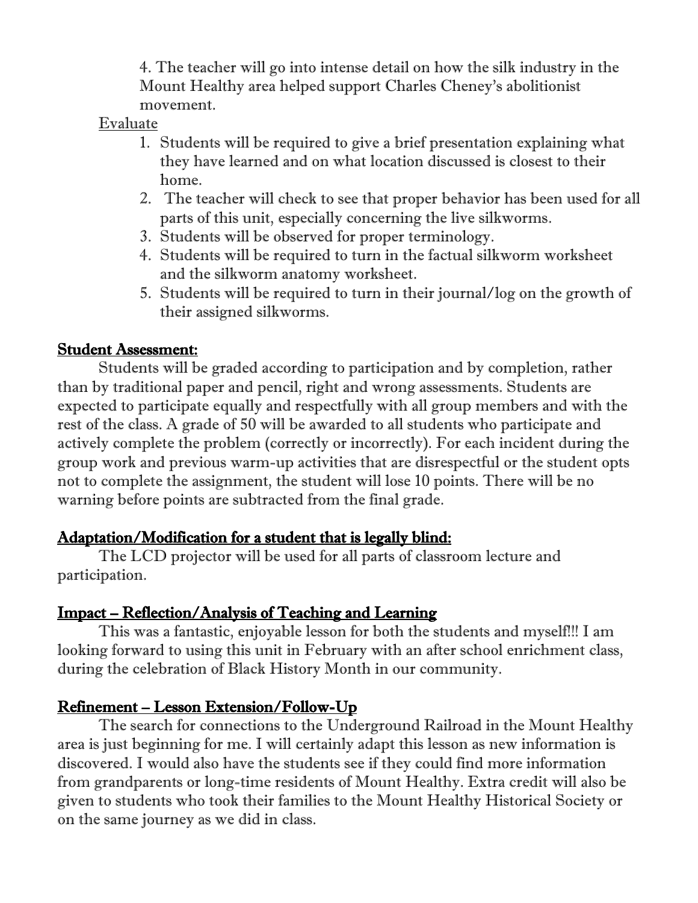4. The teacher will go into intense detail on how the silk industry in the Mount Healthy area helped support Charles Cheney's abolitionist movement.

Evaluate

1. Students will be required to give a brief presentation explaining what they have learned and on what location discussed is closest to their home.
2. The teacher will check to see that proper behavior has been used for all parts of this unit, especially concerning the live silkworms.
3. Students will be observed for proper terminology.
4. Students will be required to turn in the factual silkworm worksheet and the silkworm anatomy worksheet.
5. Students will be required to turn in their journal/log on the growth of their assigned silkworms.

## Student Assessment:

Students will be graded according to participation and by completion, rather than by traditional paper and pencil, right and wrong assessments. Students are expected to participate equally and respectfully with all group members and with the rest of the class. A grade of 50 will be awarded to all students who participate and actively complete the problem (correctly or incorrectly). For each incident during the group work and previous warm-up activities that are disrespectful or the student opts not to complete the assignment, the student will lose 10 points. There will be no warning before points are subtracted from the final grade.

## Adaptation/Modification for a student that is legally blind:

The LCD projector will be used for all parts of classroom lecture and participation.

## Impact – Reflection/Analysis of Teaching and Learning

This was a fantastic, enjoyable lesson for both the students and myself!!! I am looking forward to using this unit in February with an after school enrichment class, during the celebration of Black History Month in our community.

## Refinement – Lesson Extension/Follow-Up

The search for connections to the Underground Railroad in the Mount Healthy area is just beginning for me. I will certainly adapt this lesson as new information is discovered. I would also have the students see if they could find more information from grandparents or long-time residents of Mount Healthy. Extra credit will also be given to students who took their families to the Mount Healthy Historical Society or on the same journey as we did in class.